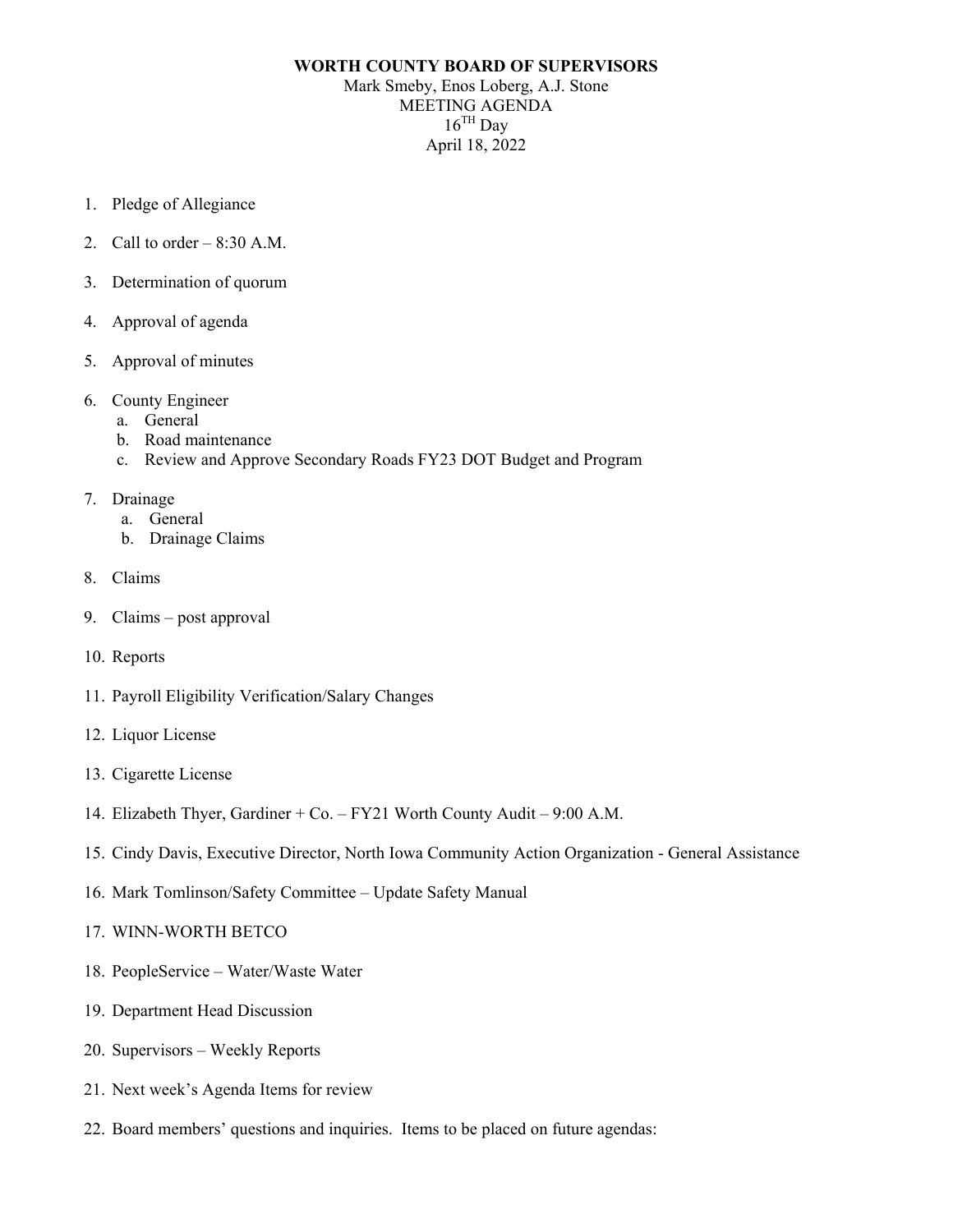**WORTH COUNTY BOARD OF SUPERVISORS**

Mark Smeby, Enos Loberg, A.J. Stone

MEETING AGENDA

16TH Day

April 18, 2022

1. Pledge of Allegiance
2. Call to order – 8:30 A.M.
3. Determination of quorum
4. Approval of agenda
5. Approval of minutes
6. County Engineer
   a. General
   b. Road maintenance
   c. Review and Approve Secondary Roads FY23 DOT Budget and Program
7. Drainage
   a. General
   b. Drainage Claims
8. Claims
9. Claims – post approval
10. Reports
11. Payroll Eligibility Verification/Salary Changes
12. Liquor License
13. Cigarette License
14. Elizabeth Thyer, Gardiner + Co. – FY21 Worth County Audit – 9:00 A.M.
15. Cindy Davis, Executive Director, North Iowa Community Action Organization - General Assistance
16. Mark Tomlinson/Safety Committee – Update Safety Manual
17. WINN-WORTH BETCO
18. PeopleService – Water/Waste Water
19. Department Head Discussion
20. Supervisors – Weekly Reports
21. Next week's Agenda Items for review
22. Board members' questions and inquiries. Items to be placed on future agendas: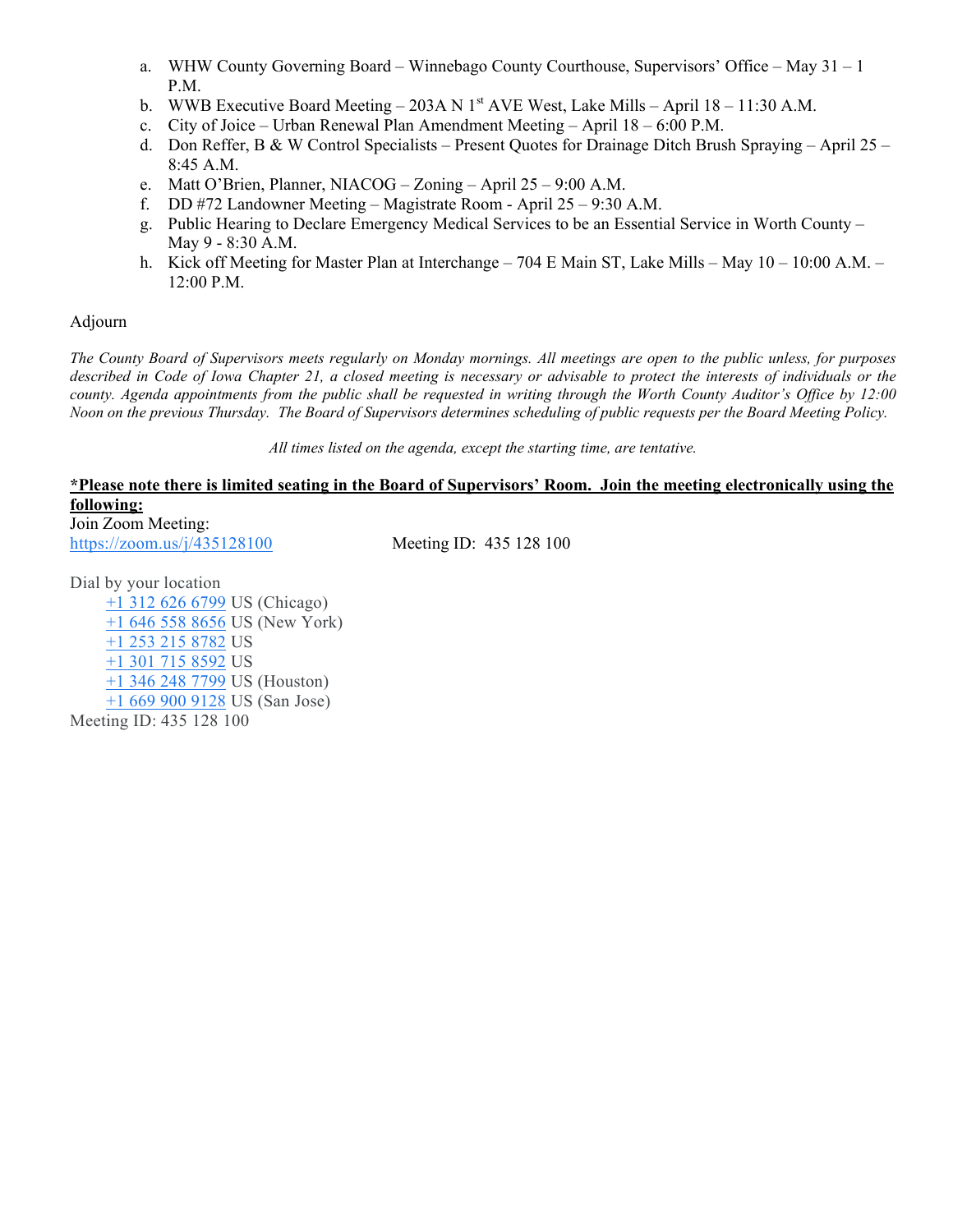a. WHW County Governing Board – Winnebago County Courthouse, Supervisors' Office – May 31 – 1 P.M.
b. WWB Executive Board Meeting – 203A N 1st AVE West, Lake Mills – April 18 – 11:30 A.M.
c. City of Joice – Urban Renewal Plan Amendment Meeting – April 18 – 6:00 P.M.
d. Don Reffer, B & W Control Specialists – Present Quotes for Drainage Ditch Brush Spraying – April 25 – 8:45 A.M.
e. Matt O'Brien, Planner, NIACOG – Zoning – April 25 – 9:00 A.M.
f. DD #72 Landowner Meeting – Magistrate Room - April 25 – 9:30 A.M.
g. Public Hearing to Declare Emergency Medical Services to be an Essential Service in Worth County – May 9 - 8:30 A.M.
h. Kick off Meeting for Master Plan at Interchange – 704 E Main ST, Lake Mills – May 10 – 10:00 A.M. – 12:00 P.M.

Adjourn

*The County Board of Supervisors meets regularly on Monday mornings. All meetings are open to the public unless, for purposes described in Code of Iowa Chapter 21, a closed meeting is necessary or advisable to protect the interests of individuals or the county. Agenda appointments from the public shall be requested in writing through the Worth County Auditor's Office by 12:00 Noon on the previous Thursday. The Board of Supervisors determines scheduling of public requests per the Board Meeting Policy.*

*All times listed on the agenda, except the starting time, are tentative.*

**\*Please note there is limited seating in the Board of Supervisors' Room. Join the meeting electronically using the following:**

Join Zoom Meeting:
https://zoom.us/j/435128100 Meeting ID: 435 128 100

Dial by your location
+1 312 626 6799 US (Chicago)
+1 646 558 8656 US (New York)
+1 253 215 8782 US
+1 301 715 8592 US
+1 346 248 7799 US (Houston)
+1 669 900 9128 US (San Jose)
Meeting ID: 435 128 100